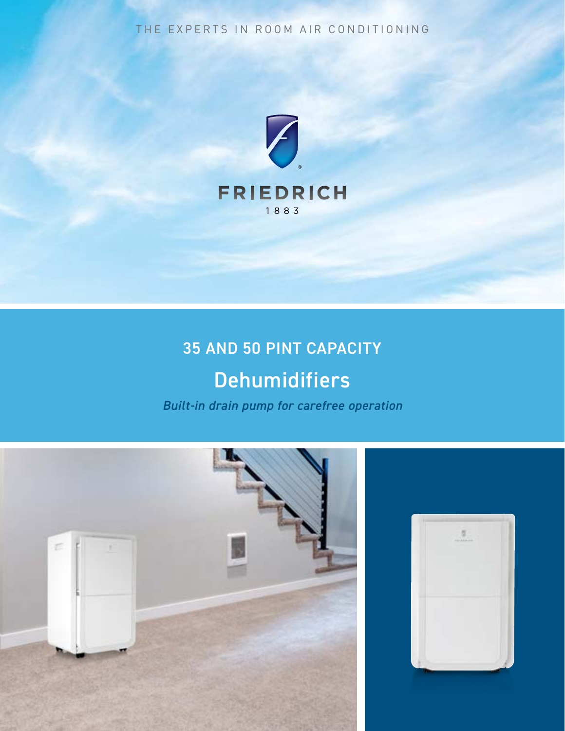THE EXPERTS IN ROOM AIR CONDITIONING

FRIEDRICH

1883

## 35 AND 50 PINT CAPACITY

# Dehumidifiers

*Built-in drain pump for carefree operation*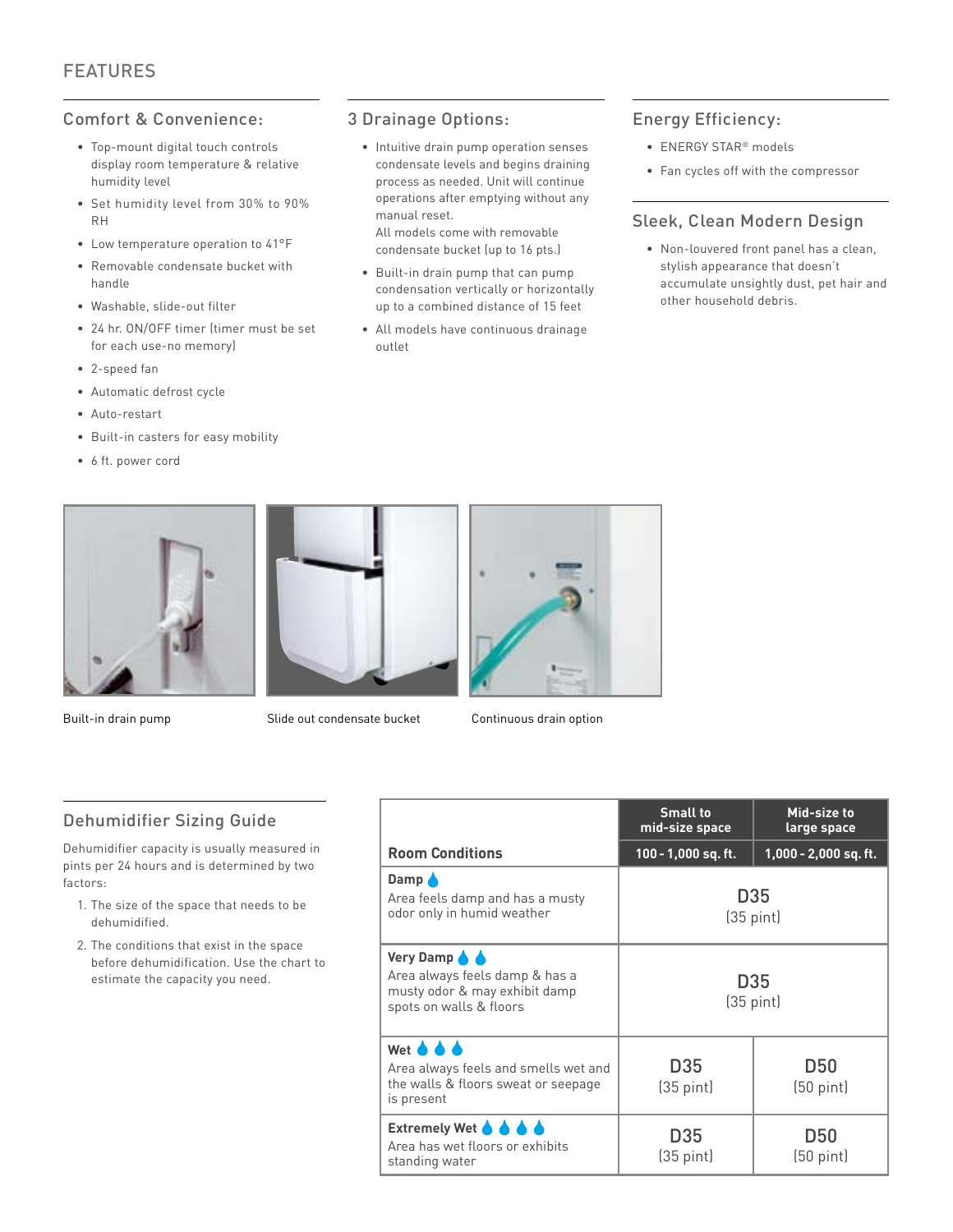## FEATURES

### Comfort & Convenience:

- Top-mount digital touch controls display room temperature & relative humidity level
- Set humidity level from 30% to 90% RH
- Low temperature operation to 41°F
- Removable condensate bucket with handle
- Washable, slide-out filter
- 24 hr. ON/OFF timer (timer must be set for each use-no memory)
- 2-speed fan
- Automatic defrost cycle
- Auto-restart
- Built-in casters for easy mobility
- 6 ft. power cord

### 3 Drainage Options:

- Intuitive drain pump operation senses condensate levels and begins draining process as needed. Unit will continue operations after emptying without any manual reset.
  All models come with removable condensate bucket (up to 16 pts.)
- Built-in drain pump that can pump condensation vertically or horizontally up to a combined distance of 15 feet
- All models have continuous drainage outlet

### Energy Efficiency:

- ENERGY STAR® models
- Fan cycles off with the compressor

### Sleek, Clean Modern Design

- Non-louvered front panel has a clean, stylish appearance that doesn't accumulate unsightly dust, pet hair and other household debris.

Built-in drain pump

Slide out condensate bucket

Continuous drain option

### Dehumidifier Sizing Guide

Dehumidifier capacity is usually measured in pints per 24 hours and is determined by two factors:

1. The size of the space that needs to be dehumidified.
2. The conditions that exist in the space before dehumidification. Use the chart to estimate the capacity you need.

| Room Conditions | Small to mid-size space 100 - 1,000 sq. ft. | Mid-size to large space 1,000 - 2,000 sq. ft. |
|---|---|---|
| **Damp** – Area feels damp and has a musty odor only in humid weather | D35 (35 pint) | |
| **Very Damp** – Area always feels damp & has a musty odor & may exhibit damp spots on walls & floors | D35 (35 pint) | |
| **Wet** – Area always feels and smells wet and the walls & floors sweat or seepage is present | D35 (35 pint) | D50 (50 pint) |
| **Extremely Wet** – Area has wet floors or exhibits standing water | D35 (35 pint) | D50 (50 pint) |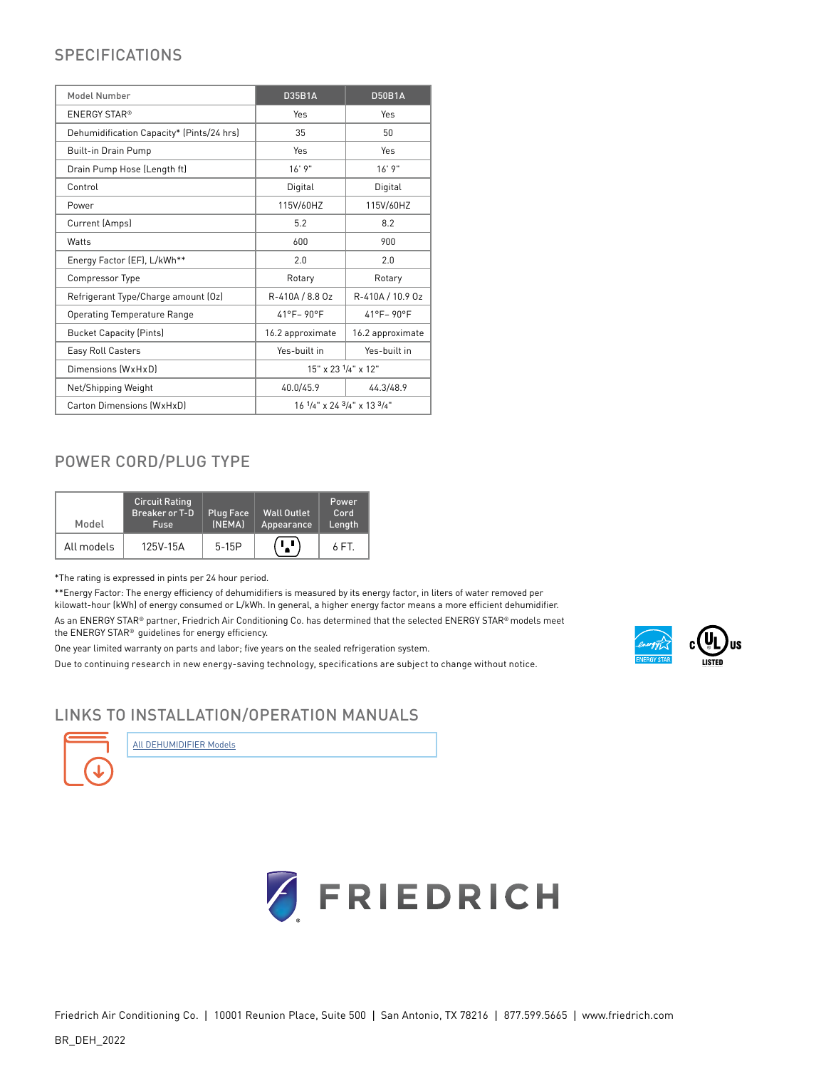## SPECIFICATIONS

| Model Number | D35B1A | D50B1A |
|---|---|---|
| ENERGY STAR® | Yes | Yes |
| Dehumidification Capacity* (Pints/24 hrs) | 35 | 50 |
| Built-in Drain Pump | Yes | Yes |
| Drain Pump Hose (Length ft) | 16' 9" | 16' 9" |
| Control | Digital | Digital |
| Power | 115V/60HZ | 115V/60HZ |
| Current (Amps) | 5.2 | 8.2 |
| Watts | 600 | 900 |
| Energy Factor (EF), L/kWh** | 2.0 | 2.0 |
| Compressor Type | Rotary | Rotary |
| Refrigerant Type/Charge amount (Oz) | R-410A / 8.8 Oz | R-410A / 10.9 Oz |
| Operating Temperature Range | 41°F– 90°F | 41°F– 90°F |
| Bucket Capacity (Pints) | 16.2 approximate | 16.2 approximate |
| Easy Roll Casters | Yes-built in | Yes-built in |
| Dimensions (WxHxD) | 15" x 23 1/4" x 12" | |
| Net/Shipping Weight | 40.0/45.9 | 44.3/48.9 |
| Carton Dimensions (WxHxD) | 16 1/4" x 24 3/4" x 13 3/4" | |

## POWER CORD/PLUG TYPE

| Model | Circuit Rating Breaker or T-D Fuse | Plug Face (NEMA) | Wall Outlet Appearance | Power Cord Length |
|---|---|---|---|---|
| All models | 125V-15A | 5-15P | | 6 FT. |

*The rating is expressed in pints per 24 hour period.

**Energy Factor: The energy efficiency of dehumidifiers is measured by its energy factor, in liters of water removed per kilowatt-hour (kWh) of energy consumed or L/kWh. In general, a higher energy factor means a more efficient dehumidifier.

As an ENERGY STAR® partner, Friedrich Air Conditioning Co. has determined that the selected ENERGY STAR® models meet the ENERGY STAR® guidelines for energy efficiency.

One year limited warranty on parts and labor; five years on the sealed refrigeration system.

Due to continuing research in new energy-saving technology, specifications are subject to change without notice.

## LINKS TO INSTALLATION/OPERATION MANUALS

All DEHUMIDIFIER Models

FRIEDRICH

Friedrich Air Conditioning Co. | 10001 Reunion Place, Suite 500 | San Antonio, TX 78216 | 877.599.5665 | www.friedrich.com

BR_DEH_2022